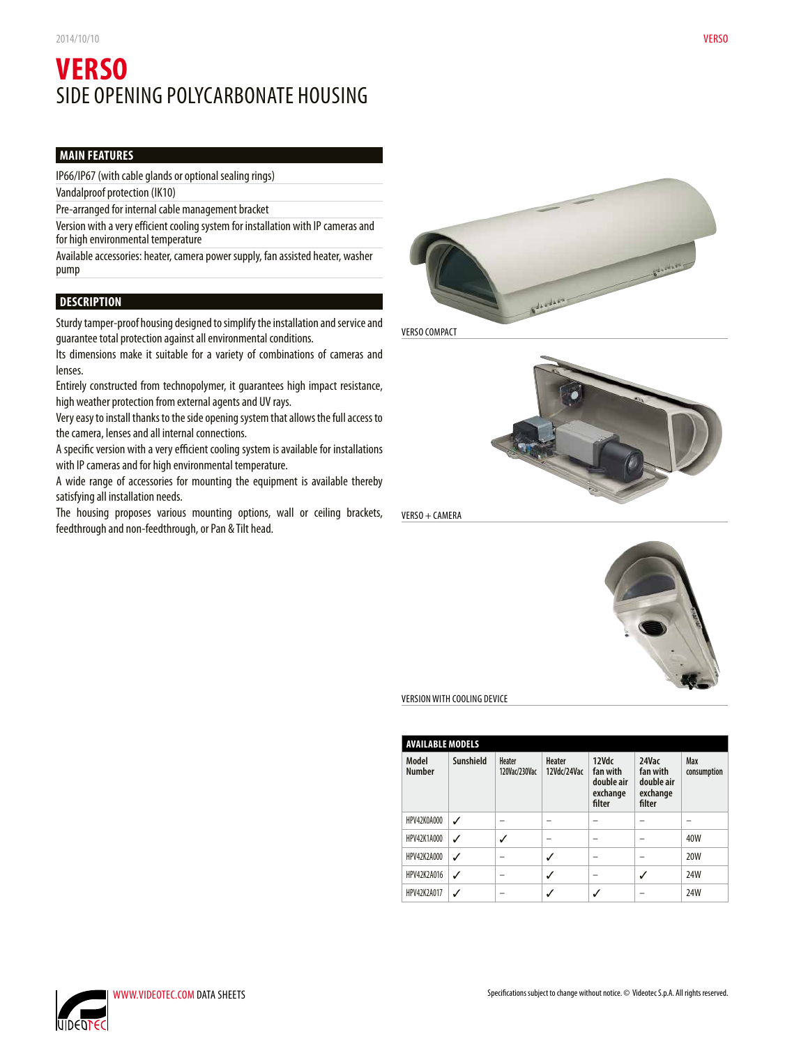# VERSO
## SIDE OPENING POLYCARBONATE HOUSING

### MAIN FEATURES

- IP66/IP67 (with cable glands or optional sealing rings)
- Vandalproof protection (IK10)
- Pre-arranged for internal cable management bracket
- Version with a very efficient cooling system for installation with IP cameras and for high environmental temperature
- Available accessories: heater, camera power supply, fan assisted heater, washer pump

### DESCRIPTION

Sturdy tamper-proof housing designed to simplify the installation and service and guarantee total protection against all environmental conditions.
Its dimensions make it suitable for a variety of combinations of cameras and lenses.
Entirely constructed from technopolymer, it guarantees high impact resistance, high weather protection from external agents and UV rays.
Very easy to install thanks to the side opening system that allows the full access to the camera, lenses and all internal connections.
A specific version with a very efficient cooling system is available for installations with IP cameras and for high environmental temperature.
A wide range of accessories for mounting the equipment is available thereby satisfying all installation needs.
The housing proposes various mounting options, wall or ceiling brackets, feedthrough and non-feedthrough, or Pan & Tilt head.

VERSO COMPACT

VERSO + CAMERA

VERSION WITH COOLING DEVICE

### AVAILABLE MODELS

| Model Number | Sunshield | Heater 120Vac/230Vac | Heater 12Vdc/24Vac | 12Vdc fan with double air exchange filter | 24Vac fan with double air exchange filter | Max consumption |
|---|---|---|---|---|---|---|
| HPV42K0A000 | ✓ | – | – | – | – | – |
| HPV42K1A000 | ✓ | ✓ | – | – | – | 40W |
| HPV42K2A000 | ✓ | – | ✓ | – | – | 20W |
| HPV42K2A016 | ✓ | – | ✓ | – | ✓ | 24W |
| HPV42K2A017 | ✓ | – | ✓ | ✓ | – | 24W |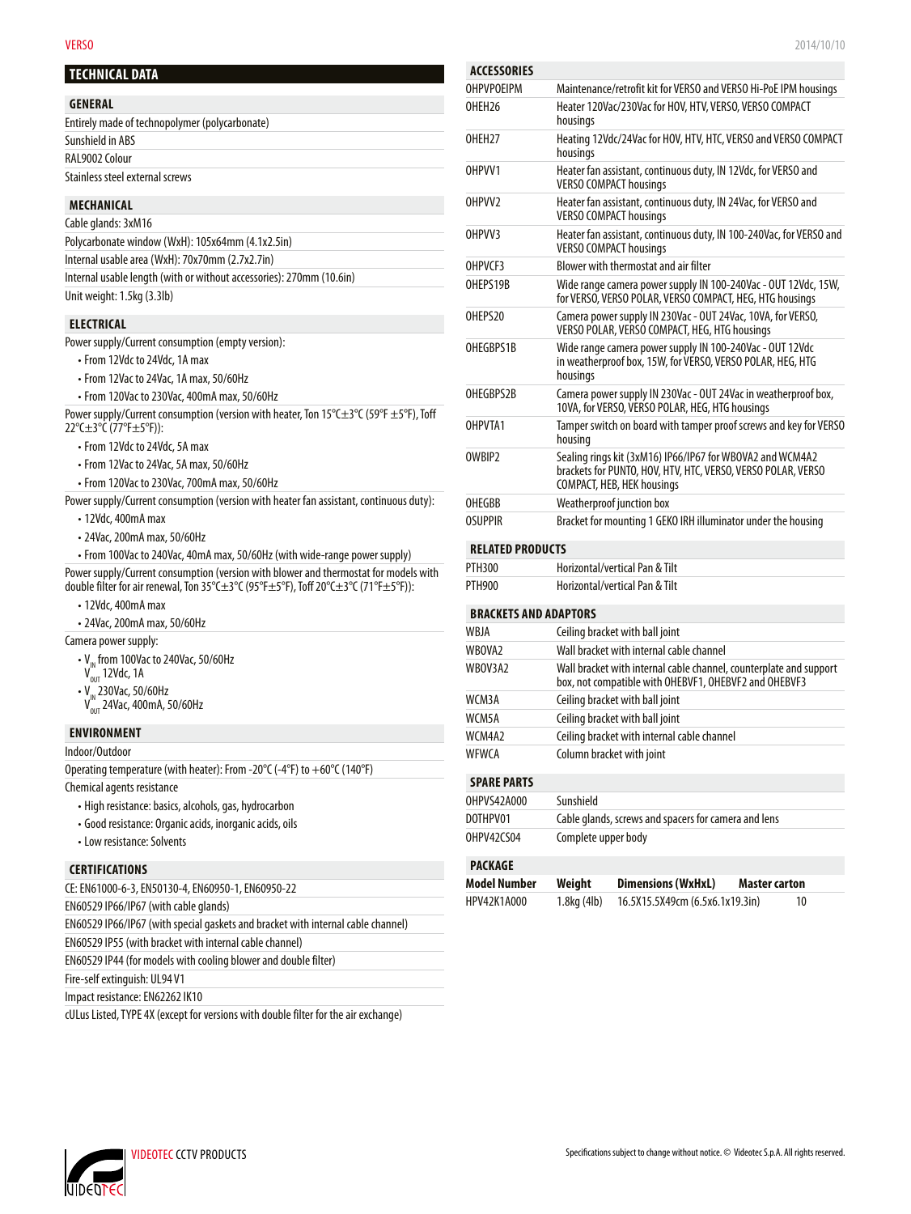## TECHNICAL DATA

### GENERAL

Entirely made of technopolymer (polycarbonate)

Sunshield in ABS

RAL9002 Colour

Stainless steel external screws

### MECHANICAL

Cable glands: 3xM16

Polycarbonate window (WxH): 105x64mm (4.1x2.5in)

Internal usable area (WxH): 70x70mm (2.7x2.7in)

Internal usable length (with or without accessories): 270mm (10.6in)

Unit weight: 1.5kg (3.3lb)

### ELECTRICAL

Power supply/Current consumption (empty version):

- From 12Vdc to 24Vdc, 1A max
- From 12Vac to 24Vac, 1A max, 50/60Hz
- From 120Vac to 230Vac, 400mA max, 50/60Hz

Power supply/Current consumption (version with heater, Ton 15°C±3°C (59°F ±5°F), Toff 22°C±3°C (77°F±5°F)):

- From 12Vdc to 24Vdc, 5A max
- From 12Vac to 24Vac, 5A max, 50/60Hz
- From 120Vac to 230Vac, 700mA max, 50/60Hz

Power supply/Current consumption (version with heater fan assistant, continuous duty):

- 12Vdc, 400mA max
- 24Vac, 200mA max, 50/60Hz
- From 100Vac to 240Vac, 40mA max, 50/60Hz (with wide-range power supply)

Power supply/Current consumption (version with blower and thermostat for models with double filter for air renewal, Ton 35°C±3°C (95°F±5°F), Toff 20°C±3°C (71°F±5°F)):

- 12Vdc, 400mA max
- 24Vac, 200mA max, 50/60Hz

Camera power supply:

- $V_{IN}$ from 100Vac to 240Vac, 50/60Hz
  $V_{OUT}$ 12Vdc, 1A
- $V_{IN}$ 230Vac, 50/60Hz
  $V_{OUT}$ 24Vac, 400mA, 50/60Hz

### ENVIRONMENT

Indoor/Outdoor

Operating temperature (with heater): From -20°C (-4°F) to +60°C (140°F)

Chemical agents resistance

- High resistance: basics, alcohols, gas, hydrocarbon
- Good resistance: Organic acids, inorganic acids, oils
- Low resistance: Solvents

### CERTIFICATIONS

CE: EN61000-6-3, EN50130-4, EN60950-1, EN60950-22

EN60529 IP66/IP67 (with cable glands)

EN60529 IP66/IP67 (with special gaskets and bracket with internal cable channel)

EN60529 IP55 (with bracket with internal cable channel)

EN60529 IP44 (for models with cooling blower and double filter)

Fire-self extinguish: UL94 V1

Impact resistance: EN62262 IK10

cULus Listed, TYPE 4X (except for versions with double filter for the air exchange)

### ACCESSORIES

| | |
|---|---|
| OHPVPOEIPM | Maintenance/retrofit kit for VERSO and VERSO Hi-PoE IPM housings |
| OHEH26 | Heater 120Vac/230Vac for HOV, HTV, VERSO, VERSO COMPACT housings |
| OHEH27 | Heating 12Vdc/24Vac for HOV, HTV, HTC, VERSO and VERSO COMPACT housings |
| OHPVV1 | Heater fan assistant, continuous duty, IN 12Vdc, for VERSO and VERSO COMPACT housings |
| OHPVV2 | Heater fan assistant, continuous duty, IN 24Vac, for VERSO and VERSO COMPACT housings |
| OHPVV3 | Heater fan assistant, continuous duty, IN 100-240Vac, for VERSO and VERSO COMPACT housings |
| OHPVCF3 | Blower with thermostat and air filter |
| OHEPS19B | Wide range camera power supply IN 100-240Vac - OUT 12Vdc, 15W, for VERSO, VERSO POLAR, VERSO COMPACT, HEG, HTG housings |
| OHEPS20 | Camera power supply IN 230Vac - OUT 24Vac, 10VA, for VERSO, VERSO POLAR, VERSO COMPACT, HEG, HTG housings |
| OHEGBPS1B | Wide range camera power supply IN 100-240Vac - OUT 12Vdc in weatherproof box, 15W, for VERSO, VERSO POLAR, HEG, HTG housings |
| OHEGBPS2B | Camera power supply IN 230Vac - OUT 24Vac in weatherproof box, 10VA, for VERSO, VERSO POLAR, HEG, HTG housings |
| OHPVTA1 | Tamper switch on board with tamper proof screws and key for VERSO housing |
| OWBIP2 | Sealing rings kit (3xM16) IP66/IP67 for WBOVA2 and WCM4A2 brackets for PUNTO, HOV, HTV, HTC, VERSO, VERSO POLAR, VERSO COMPACT, HEB, HEK housings |
| OHEGBB | Weatherproof junction box |
| OSUPPIR | Bracket for mounting 1 GEKO IRH illuminator under the housing |

### RELATED PRODUCTS

| | |
|---|---|
| PTH300 | Horizontal/vertical Pan & Tilt |
| PTH900 | Horizontal/vertical Pan & Tilt |

### BRACKETS AND ADAPTORS

| | |
|---|---|
| WBJA | Ceiling bracket with ball joint |
| WBOVA2 | Wall bracket with internal cable channel |
| WBOV3A2 | Wall bracket with internal cable channel, counterplate and support box, not compatible with OHEBVF1, OHEBVF2 and OHEBVF3 |
| WCM3A | Ceiling bracket with ball joint |
| WCM5A | Ceiling bracket with ball joint |
| WCM4A2 | Ceiling bracket with internal cable channel |
| WFWCA | Column bracket with joint |

### SPARE PARTS

| | |
|---|---|
| OHPVS42A000 | Sunshield |
| DOTHPV01 | Cable glands, screws and spacers for camera and lens |
| OHPV42CS04 | Complete upper body |

### PACKAGE

| Model Number | Weight | Dimensions (WxHxL) | Master carton |
|---|---|---|---|
| HPV42K1A000 | 1.8kg (4lb) | 16.5X15.5X49cm (6.5x6.1x19.3in) | 10 |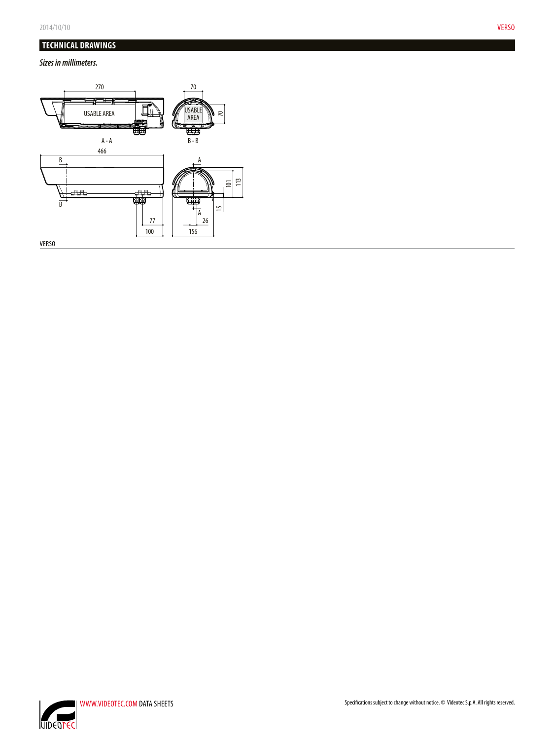## TECHNICAL DRAWINGS

*Sizes in millimeters.*

270

USABLE AREA

A - A

70

USABLE AREA

70

B - B

466

B

B

77

100

A

A

101

113

15

26

156

VERSO